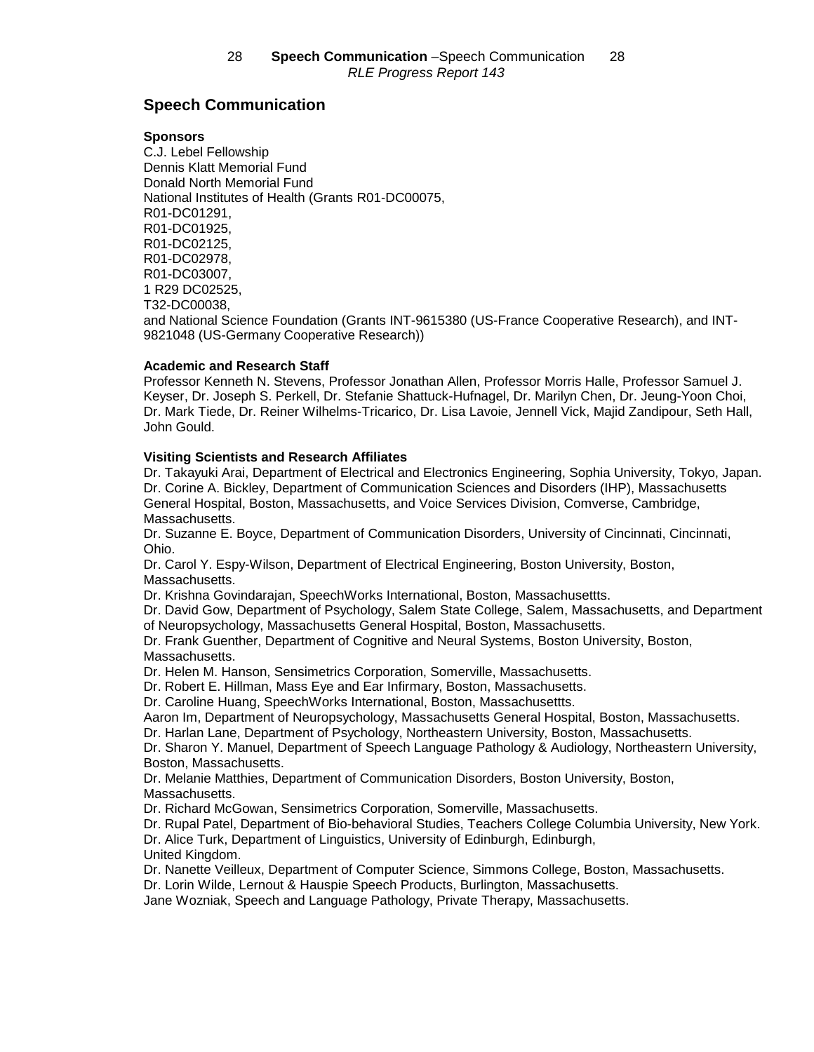# Speech Communication

**Sponsors**

C.J. Lebel Fellowship
Dennis Klatt Memorial Fund
Donald North Memorial Fund
National Institutes of Health (Grants R01-DC00075,
R01-DC01291,
R01-DC01925,
R01-DC02125,
R01-DC02978,
R01-DC03007,
1 R29 DC02525,
T32-DC00038,
and National Science Foundation (Grants INT-9615380 (US-France Cooperative Research), and INT-9821048 (US-Germany Cooperative Research))

**Academic and Research Staff**

Professor Kenneth N. Stevens, Professor Jonathan Allen, Professor Morris Halle, Professor Samuel J. Keyser, Dr. Joseph S. Perkell, Dr. Stefanie Shattuck-Hufnagel, Dr. Marilyn Chen, Dr. Jeung-Yoon Choi, Dr. Mark Tiede, Dr. Reiner Wilhelms-Tricarico, Dr. Lisa Lavoie, Jennell Vick, Majid Zandipour, Seth Hall, John Gould.

**Visiting Scientists and Research Affiliates**

Dr. Takayuki Arai, Department of Electrical and Electronics Engineering, Sophia University, Tokyo, Japan.
Dr. Corine A. Bickley, Department of Communication Sciences and Disorders (IHP), Massachusetts General Hospital, Boston, Massachusetts, and Voice Services Division, Comverse, Cambridge, Massachusetts.
Dr. Suzanne E. Boyce, Department of Communication Disorders, University of Cincinnati, Cincinnati, Ohio.
Dr. Carol Y. Espy-Wilson, Department of Electrical Engineering, Boston University, Boston, Massachusetts.
Dr. Krishna Govindarajan, SpeechWorks International, Boston, Massachusettts.
Dr. David Gow, Department of Psychology, Salem State College, Salem, Massachusetts, and Department of Neuropsychology, Massachusetts General Hospital, Boston, Massachusetts.
Dr. Frank Guenther, Department of Cognitive and Neural Systems, Boston University, Boston, Massachusetts.
Dr. Helen M. Hanson, Sensimetrics Corporation, Somerville, Massachusetts.
Dr. Robert E. Hillman, Mass Eye and Ear Infirmary, Boston, Massachusetts.
Dr. Caroline Huang, SpeechWorks International, Boston, Massachusettts.
Aaron Im, Department of Neuropsychology, Massachusetts General Hospital, Boston, Massachusetts.
Dr. Harlan Lane, Department of Psychology, Northeastern University, Boston, Massachusetts.
Dr. Sharon Y. Manuel, Department of Speech Language Pathology & Audiology, Northeastern University, Boston, Massachusetts.
Dr. Melanie Matthies, Department of Communication Disorders, Boston University, Boston, Massachusetts.
Dr. Richard McGowan, Sensimetrics Corporation, Somerville, Massachusetts.
Dr. Rupal Patel, Department of Bio-behavioral Studies, Teachers College Columbia University, New York.
Dr. Alice Turk, Department of Linguistics, University of Edinburgh, Edinburgh, United Kingdom.
Dr. Nanette Veilleux, Department of Computer Science, Simmons College, Boston, Massachusetts.
Dr. Lorin Wilde, Lernout & Hauspie Speech Products, Burlington, Massachusetts.
Jane Wozniak, Speech and Language Pathology, Private Therapy, Massachusetts.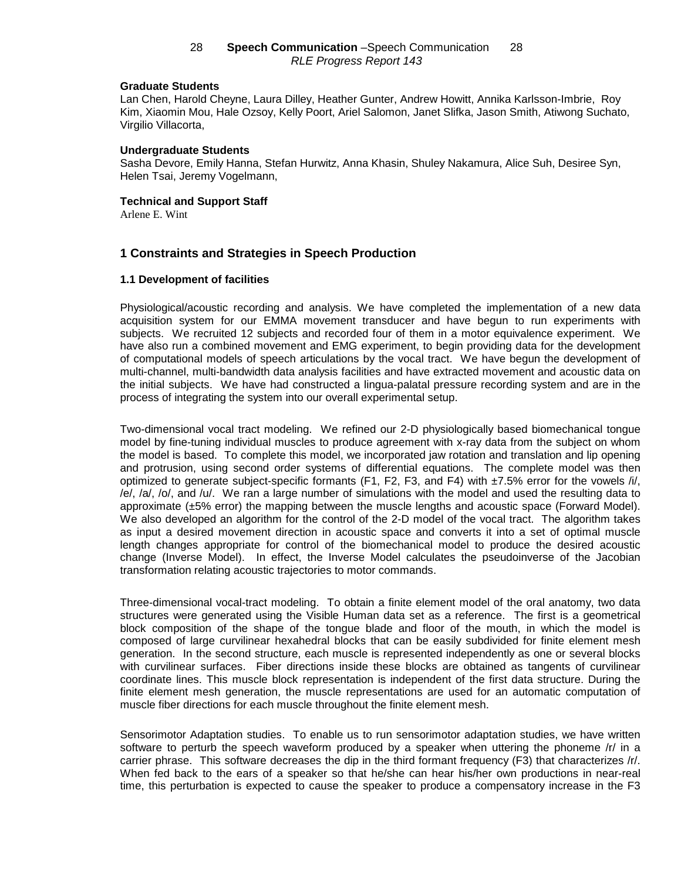**Graduate Students**

Lan Chen, Harold Cheyne, Laura Dilley, Heather Gunter, Andrew Howitt, Annika Karlsson-Imbrie, Roy Kim, Xiaomin Mou, Hale Ozsoy, Kelly Poort, Ariel Salomon, Janet Slifka, Jason Smith, Atiwong Suchato, Virgilio Villacorta,

**Undergraduate Students**

Sasha Devore, Emily Hanna, Stefan Hurwitz, Anna Khasin, Shuley Nakamura, Alice Suh, Desiree Syn, Helen Tsai, Jeremy Vogelmann,

**Technical and Support Staff**

Arlene E. Wint

## 1 Constraints and Strategies in Speech Production

### 1.1 Development of facilities

Physiological/acoustic recording and analysis. We have completed the implementation of a new data acquisition system for our EMMA movement transducer and have begun to run experiments with subjects. We recruited 12 subjects and recorded four of them in a motor equivalence experiment. We have also run a combined movement and EMG experiment, to begin providing data for the development of computational models of speech articulations by the vocal tract. We have begun the development of multi-channel, multi-bandwidth data analysis facilities and have extracted movement and acoustic data on the initial subjects. We have had constructed a lingua-palatal pressure recording system and are in the process of integrating the system into our overall experimental setup.

Two-dimensional vocal tract modeling. We refined our 2-D physiologically based biomechanical tongue model by fine-tuning individual muscles to produce agreement with x-ray data from the subject on whom the model is based. To complete this model, we incorporated jaw rotation and translation and lip opening and protrusion, using second order systems of differential equations. The complete model was then optimized to generate subject-specific formants (F1, F2, F3, and F4) with ±7.5% error for the vowels /i/, /e/, /a/, /o/, and /u/. We ran a large number of simulations with the model and used the resulting data to approximate (±5% error) the mapping between the muscle lengths and acoustic space (Forward Model). We also developed an algorithm for the control of the 2-D model of the vocal tract. The algorithm takes as input a desired movement direction in acoustic space and converts it into a set of optimal muscle length changes appropriate for control of the biomechanical model to produce the desired acoustic change (Inverse Model). In effect, the Inverse Model calculates the pseudoinverse of the Jacobian transformation relating acoustic trajectories to motor commands.

Three-dimensional vocal-tract modeling. To obtain a finite element model of the oral anatomy, two data structures were generated using the Visible Human data set as a reference. The first is a geometrical block composition of the shape of the tongue blade and floor of the mouth, in which the model is composed of large curvilinear hexahedral blocks that can be easily subdivided for finite element mesh generation. In the second structure, each muscle is represented independently as one or several blocks with curvilinear surfaces. Fiber directions inside these blocks are obtained as tangents of curvilinear coordinate lines. This muscle block representation is independent of the first data structure. During the finite element mesh generation, the muscle representations are used for an automatic computation of muscle fiber directions for each muscle throughout the finite element mesh.

Sensorimotor Adaptation studies. To enable us to run sensorimotor adaptation studies, we have written software to perturb the speech waveform produced by a speaker when uttering the phoneme /r/ in a carrier phrase. This software decreases the dip in the third formant frequency (F3) that characterizes /r/. When fed back to the ears of a speaker so that he/she can hear his/her own productions in near-real time, this perturbation is expected to cause the speaker to produce a compensatory increase in the F3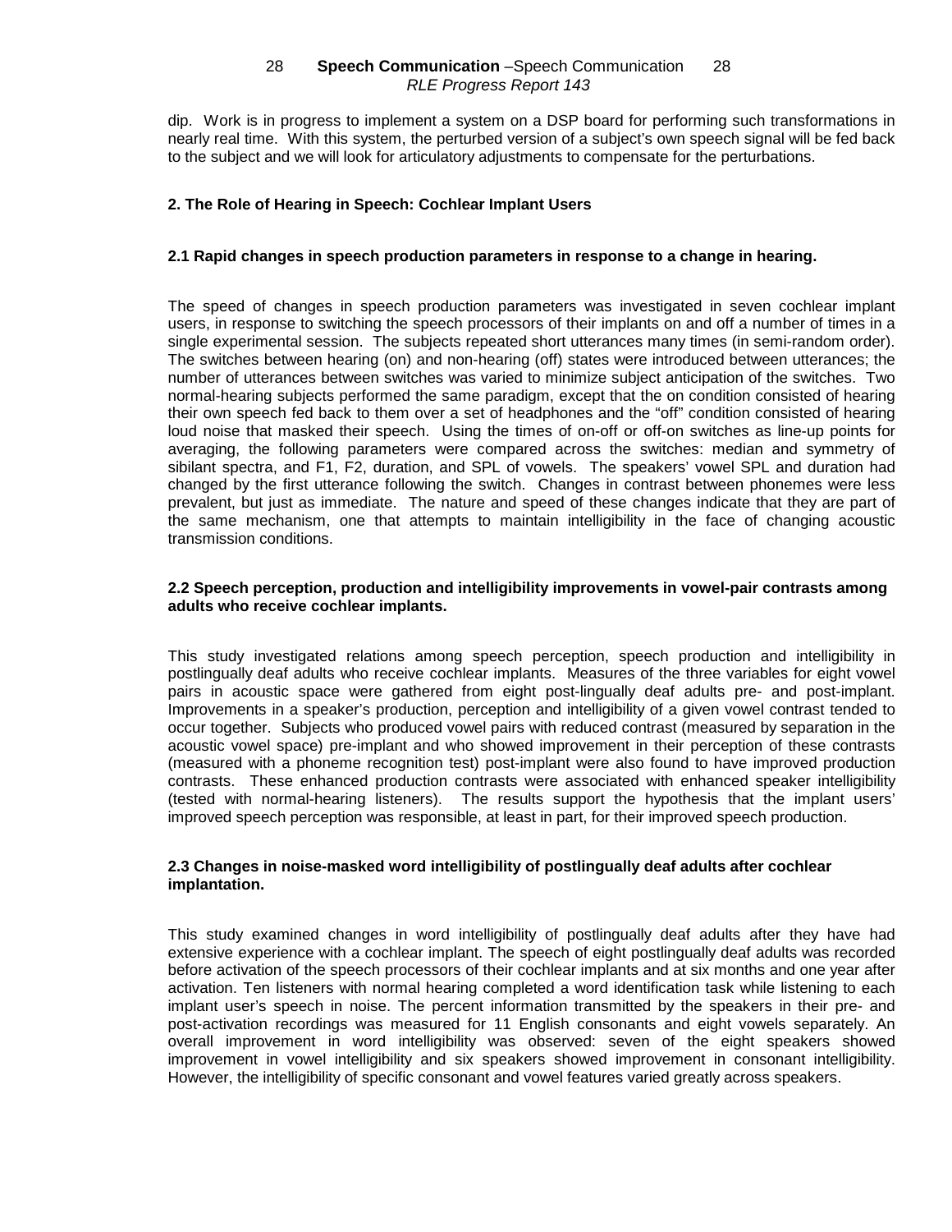dip. Work is in progress to implement a system on a DSP board for performing such transformations in nearly real time. With this system, the perturbed version of a subject's own speech signal will be fed back to the subject and we will look for articulatory adjustments to compensate for the perturbations.

## 2. The Role of Hearing in Speech: Cochlear Implant Users

### 2.1 Rapid changes in speech production parameters in response to a change in hearing.

The speed of changes in speech production parameters was investigated in seven cochlear implant users, in response to switching the speech processors of their implants on and off a number of times in a single experimental session. The subjects repeated short utterances many times (in semi-random order). The switches between hearing (on) and non-hearing (off) states were introduced between utterances; the number of utterances between switches was varied to minimize subject anticipation of the switches. Two normal-hearing subjects performed the same paradigm, except that the on condition consisted of hearing their own speech fed back to them over a set of headphones and the "off" condition consisted of hearing loud noise that masked their speech. Using the times of on-off or off-on switches as line-up points for averaging, the following parameters were compared across the switches: median and symmetry of sibilant spectra, and F1, F2, duration, and SPL of vowels. The speakers' vowel SPL and duration had changed by the first utterance following the switch. Changes in contrast between phonemes were less prevalent, but just as immediate. The nature and speed of these changes indicate that they are part of the same mechanism, one that attempts to maintain intelligibility in the face of changing acoustic transmission conditions.

### 2.2 Speech perception, production and intelligibility improvements in vowel-pair contrasts among adults who receive cochlear implants.

This study investigated relations among speech perception, speech production and intelligibility in postlingually deaf adults who receive cochlear implants. Measures of the three variables for eight vowel pairs in acoustic space were gathered from eight post-lingually deaf adults pre- and post-implant. Improvements in a speaker's production, perception and intelligibility of a given vowel contrast tended to occur together. Subjects who produced vowel pairs with reduced contrast (measured by separation in the acoustic vowel space) pre-implant and who showed improvement in their perception of these contrasts (measured with a phoneme recognition test) post-implant were also found to have improved production contrasts. These enhanced production contrasts were associated with enhanced speaker intelligibility (tested with normal-hearing listeners). The results support the hypothesis that the implant users' improved speech perception was responsible, at least in part, for their improved speech production.

### 2.3 Changes in noise-masked word intelligibility of postlingually deaf adults after cochlear implantation.

This study examined changes in word intelligibility of postlingually deaf adults after they have had extensive experience with a cochlear implant. The speech of eight postlingually deaf adults was recorded before activation of the speech processors of their cochlear implants and at six months and one year after activation. Ten listeners with normal hearing completed a word identification task while listening to each implant user's speech in noise. The percent information transmitted by the speakers in their pre- and post-activation recordings was measured for 11 English consonants and eight vowels separately. An overall improvement in word intelligibility was observed: seven of the eight speakers showed improvement in vowel intelligibility and six speakers showed improvement in consonant intelligibility. However, the intelligibility of specific consonant and vowel features varied greatly across speakers.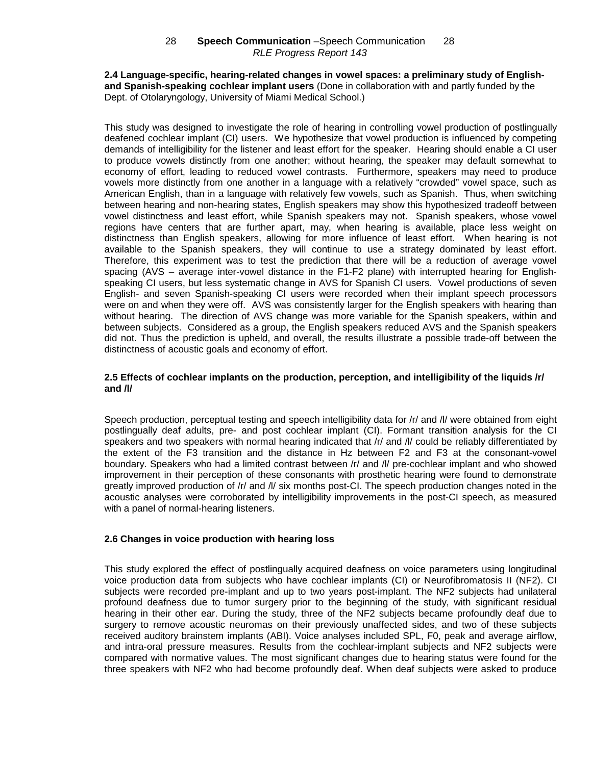### 2.4 Language-specific, hearing-related changes in vowel spaces: a preliminary study of English- and Spanish-speaking cochlear implant users (Done in collaboration with and partly funded by the Dept. of Otolaryngology, University of Miami Medical School.)

This study was designed to investigate the role of hearing in controlling vowel production of postlingually deafened cochlear implant (CI) users. We hypothesize that vowel production is influenced by competing demands of intelligibility for the listener and least effort for the speaker. Hearing should enable a CI user to produce vowels distinctly from one another; without hearing, the speaker may default somewhat to economy of effort, leading to reduced vowel contrasts. Furthermore, speakers may need to produce vowels more distinctly from one another in a language with a relatively "crowded" vowel space, such as American English, than in a language with relatively few vowels, such as Spanish. Thus, when switching between hearing and non-hearing states, English speakers may show this hypothesized tradeoff between vowel distinctness and least effort, while Spanish speakers may not. Spanish speakers, whose vowel regions have centers that are further apart, may, when hearing is available, place less weight on distinctness than English speakers, allowing for more influence of least effort. When hearing is not available to the Spanish speakers, they will continue to use a strategy dominated by least effort. Therefore, this experiment was to test the prediction that there will be a reduction of average vowel spacing (AVS – average inter-vowel distance in the F1-F2 plane) with interrupted hearing for English-speaking CI users, but less systematic change in AVS for Spanish CI users. Vowel productions of seven English- and seven Spanish-speaking CI users were recorded when their implant speech processors were on and when they were off. AVS was consistently larger for the English speakers with hearing than without hearing. The direction of AVS change was more variable for the Spanish speakers, within and between subjects. Considered as a group, the English speakers reduced AVS and the Spanish speakers did not. Thus the prediction is upheld, and overall, the results illustrate a possible trade-off between the distinctness of acoustic goals and economy of effort.

### 2.5 Effects of cochlear implants on the production, perception, and intelligibility of the liquids /r/ and /l/

Speech production, perceptual testing and speech intelligibility data for /r/ and /l/ were obtained from eight postlingually deaf adults, pre- and post cochlear implant (CI). Formant transition analysis for the CI speakers and two speakers with normal hearing indicated that /r/ and /l/ could be reliably differentiated by the extent of the F3 transition and the distance in Hz between F2 and F3 at the consonant-vowel boundary. Speakers who had a limited contrast between /r/ and /l/ pre-cochlear implant and who showed improvement in their perception of these consonants with prosthetic hearing were found to demonstrate greatly improved production of /r/ and /l/ six months post-CI. The speech production changes noted in the acoustic analyses were corroborated by intelligibility improvements in the post-CI speech, as measured with a panel of normal-hearing listeners.

### 2.6 Changes in voice production with hearing loss

This study explored the effect of postlingually acquired deafness on voice parameters using longitudinal voice production data from subjects who have cochlear implants (CI) or Neurofibromatosis II (NF2). CI subjects were recorded pre-implant and up to two years post-implant. The NF2 subjects had unilateral profound deafness due to tumor surgery prior to the beginning of the study, with significant residual hearing in their other ear. During the study, three of the NF2 subjects became profoundly deaf due to surgery to remove acoustic neuromas on their previously unaffected sides, and two of these subjects received auditory brainstem implants (ABI). Voice analyses included SPL, F0, peak and average airflow, and intra-oral pressure measures. Results from the cochlear-implant subjects and NF2 subjects were compared with normative values. The most significant changes due to hearing status were found for the three speakers with NF2 who had become profoundly deaf. When deaf subjects were asked to produce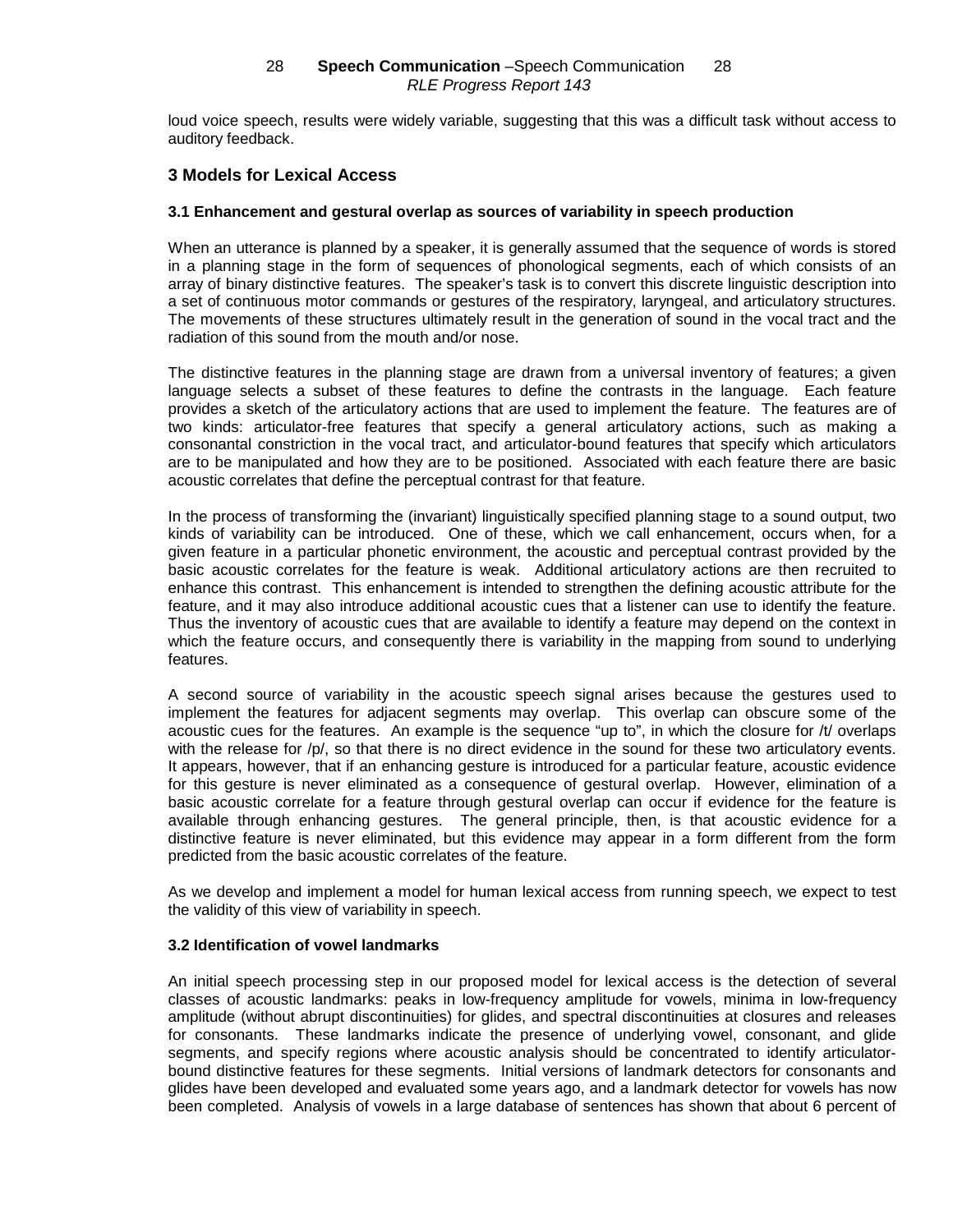loud voice speech, results were widely variable, suggesting that this was a difficult task without access to auditory feedback.

## 3 Models for Lexical Access

### 3.1 Enhancement and gestural overlap as sources of variability in speech production

When an utterance is planned by a speaker, it is generally assumed that the sequence of words is stored in a planning stage in the form of sequences of phonological segments, each of which consists of an array of binary distinctive features. The speaker's task is to convert this discrete linguistic description into a set of continuous motor commands or gestures of the respiratory, laryngeal, and articulatory structures. The movements of these structures ultimately result in the generation of sound in the vocal tract and the radiation of this sound from the mouth and/or nose.

The distinctive features in the planning stage are drawn from a universal inventory of features; a given language selects a subset of these features to define the contrasts in the language. Each feature provides a sketch of the articulatory actions that are used to implement the feature. The features are of two kinds: articulator-free features that specify a general articulatory actions, such as making a consonantal constriction in the vocal tract, and articulator-bound features that specify which articulators are to be manipulated and how they are to be positioned. Associated with each feature there are basic acoustic correlates that define the perceptual contrast for that feature.

In the process of transforming the (invariant) linguistically specified planning stage to a sound output, two kinds of variability can be introduced. One of these, which we call enhancement, occurs when, for a given feature in a particular phonetic environment, the acoustic and perceptual contrast provided by the basic acoustic correlates for the feature is weak. Additional articulatory actions are then recruited to enhance this contrast. This enhancement is intended to strengthen the defining acoustic attribute for the feature, and it may also introduce additional acoustic cues that a listener can use to identify the feature. Thus the inventory of acoustic cues that are available to identify a feature may depend on the context in which the feature occurs, and consequently there is variability in the mapping from sound to underlying features.

A second source of variability in the acoustic speech signal arises because the gestures used to implement the features for adjacent segments may overlap. This overlap can obscure some of the acoustic cues for the features. An example is the sequence "up to", in which the closure for /t/ overlaps with the release for /p/, so that there is no direct evidence in the sound for these two articulatory events. It appears, however, that if an enhancing gesture is introduced for a particular feature, acoustic evidence for this gesture is never eliminated as a consequence of gestural overlap. However, elimination of a basic acoustic correlate for a feature through gestural overlap can occur if evidence for the feature is available through enhancing gestures. The general principle, then, is that acoustic evidence for a distinctive feature is never eliminated, but this evidence may appear in a form different from the form predicted from the basic acoustic correlates of the feature.

As we develop and implement a model for human lexical access from running speech, we expect to test the validity of this view of variability in speech.

### 3.2 Identification of vowel landmarks

An initial speech processing step in our proposed model for lexical access is the detection of several classes of acoustic landmarks: peaks in low-frequency amplitude for vowels, minima in low-frequency amplitude (without abrupt discontinuities) for glides, and spectral discontinuities at closures and releases for consonants. These landmarks indicate the presence of underlying vowel, consonant, and glide segments, and specify regions where acoustic analysis should be concentrated to identify articulator-bound distinctive features for these segments. Initial versions of landmark detectors for consonants and glides have been developed and evaluated some years ago, and a landmark detector for vowels has now been completed. Analysis of vowels in a large database of sentences has shown that about 6 percent of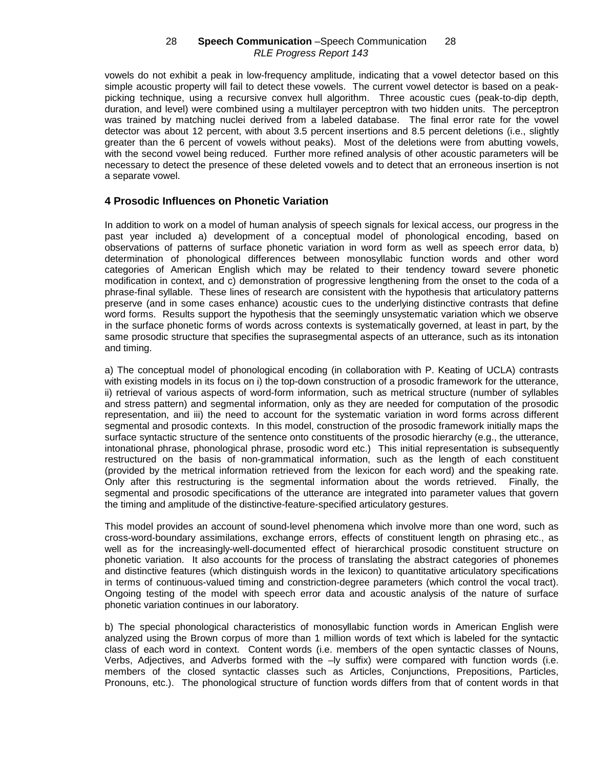vowels do not exhibit a peak in low-frequency amplitude, indicating that a vowel detector based on this simple acoustic property will fail to detect these vowels. The current vowel detector is based on a peak-picking technique, using a recursive convex hull algorithm. Three acoustic cues (peak-to-dip depth, duration, and level) were combined using a multilayer perceptron with two hidden units. The perceptron was trained by matching nuclei derived from a labeled database. The final error rate for the vowel detector was about 12 percent, with about 3.5 percent insertions and 8.5 percent deletions (i.e., slightly greater than the 6 percent of vowels without peaks). Most of the deletions were from abutting vowels, with the second vowel being reduced. Further more refined analysis of other acoustic parameters will be necessary to detect the presence of these deleted vowels and to detect that an erroneous insertion is not a separate vowel.

## 4 Prosodic Influences on Phonetic Variation

In addition to work on a model of human analysis of speech signals for lexical access, our progress in the past year included a) development of a conceptual model of phonological encoding, based on observations of patterns of surface phonetic variation in word form as well as speech error data, b) determination of phonological differences between monosyllabic function words and other word categories of American English which may be related to their tendency toward severe phonetic modification in context, and c) demonstration of progressive lengthening from the onset to the coda of a phrase-final syllable. These lines of research are consistent with the hypothesis that articulatory patterns preserve (and in some cases enhance) acoustic cues to the underlying distinctive contrasts that define word forms. Results support the hypothesis that the seemingly unsystematic variation which we observe in the surface phonetic forms of words across contexts is systematically governed, at least in part, by the same prosodic structure that specifies the suprasegmental aspects of an utterance, such as its intonation and timing.

a) The conceptual model of phonological encoding (in collaboration with P. Keating of UCLA) contrasts with existing models in its focus on i) the top-down construction of a prosodic framework for the utterance, ii) retrieval of various aspects of word-form information, such as metrical structure (number of syllables and stress pattern) and segmental information, only as they are needed for computation of the prosodic representation, and iii) the need to account for the systematic variation in word forms across different segmental and prosodic contexts. In this model, construction of the prosodic framework initially maps the surface syntactic structure of the sentence onto constituents of the prosodic hierarchy (e.g., the utterance, intonational phrase, phonological phrase, prosodic word etc.) This initial representation is subsequently restructured on the basis of non-grammatical information, such as the length of each constituent (provided by the metrical information retrieved from the lexicon for each word) and the speaking rate. Only after this restructuring is the segmental information about the words retrieved. Finally, the segmental and prosodic specifications of the utterance are integrated into parameter values that govern the timing and amplitude of the distinctive-feature-specified articulatory gestures.

This model provides an account of sound-level phenomena which involve more than one word, such as cross-word-boundary assimilations, exchange errors, effects of constituent length on phrasing etc., as well as for the increasingly-well-documented effect of hierarchical prosodic constituent structure on phonetic variation. It also accounts for the process of translating the abstract categories of phonemes and distinctive features (which distinguish words in the lexicon) to quantitative articulatory specifications in terms of continuous-valued timing and constriction-degree parameters (which control the vocal tract). Ongoing testing of the model with speech error data and acoustic analysis of the nature of surface phonetic variation continues in our laboratory.

b) The special phonological characteristics of monosyllabic function words in American English were analyzed using the Brown corpus of more than 1 million words of text which is labeled for the syntactic class of each word in context. Content words (i.e. members of the open syntactic classes of Nouns, Verbs, Adjectives, and Adverbs formed with the –ly suffix) were compared with function words (i.e. members of the closed syntactic classes such as Articles, Conjunctions, Prepositions, Particles, Pronouns, etc.). The phonological structure of function words differs from that of content words in that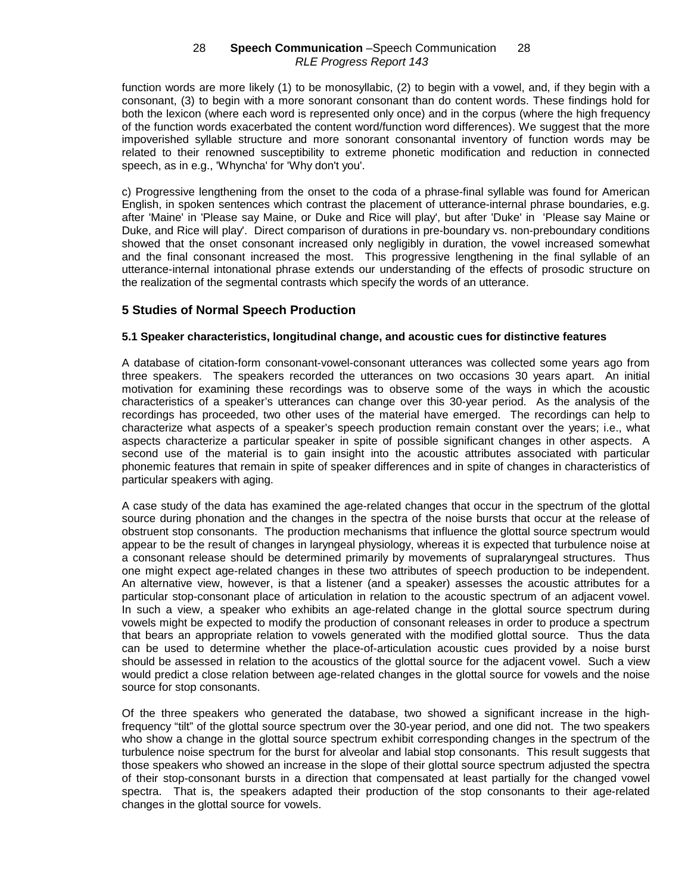function words are more likely (1) to be monosyllabic, (2) to begin with a vowel, and, if they begin with a consonant, (3) to begin with a more sonorant consonant than do content words. These findings hold for both the lexicon (where each word is represented only once) and in the corpus (where the high frequency of the function words exacerbated the content word/function word differences). We suggest that the more impoverished syllable structure and more sonorant consonantal inventory of function words may be related to their renowned susceptibility to extreme phonetic modification and reduction in connected speech, as in e.g., 'Whyncha' for 'Why don't you'.

c) Progressive lengthening from the onset to the coda of a phrase-final syllable was found for American English, in spoken sentences which contrast the placement of utterance-internal phrase boundaries, e.g. after 'Maine' in 'Please say Maine, or Duke and Rice will play', but after 'Duke' in 'Please say Maine or Duke, and Rice will play'. Direct comparison of durations in pre-boundary vs. non-preboundary conditions showed that the onset consonant increased only negligibly in duration, the vowel increased somewhat and the final consonant increased the most. This progressive lengthening in the final syllable of an utterance-internal intonational phrase extends our understanding of the effects of prosodic structure on the realization of the segmental contrasts which specify the words of an utterance.

## 5 Studies of Normal Speech Production

### 5.1 Speaker characteristics, longitudinal change, and acoustic cues for distinctive features

A database of citation-form consonant-vowel-consonant utterances was collected some years ago from three speakers. The speakers recorded the utterances on two occasions 30 years apart. An initial motivation for examining these recordings was to observe some of the ways in which the acoustic characteristics of a speaker's utterances can change over this 30-year period. As the analysis of the recordings has proceeded, two other uses of the material have emerged. The recordings can help to characterize what aspects of a speaker's speech production remain constant over the years; i.e., what aspects characterize a particular speaker in spite of possible significant changes in other aspects. A second use of the material is to gain insight into the acoustic attributes associated with particular phonemic features that remain in spite of speaker differences and in spite of changes in characteristics of particular speakers with aging.

A case study of the data has examined the age-related changes that occur in the spectrum of the glottal source during phonation and the changes in the spectra of the noise bursts that occur at the release of obstruent stop consonants. The production mechanisms that influence the glottal source spectrum would appear to be the result of changes in laryngeal physiology, whereas it is expected that turbulence noise at a consonant release should be determined primarily by movements of supralaryngeal structures. Thus one might expect age-related changes in these two attributes of speech production to be independent. An alternative view, however, is that a listener (and a speaker) assesses the acoustic attributes for a particular stop-consonant place of articulation in relation to the acoustic spectrum of an adjacent vowel. In such a view, a speaker who exhibits an age-related change in the glottal source spectrum during vowels might be expected to modify the production of consonant releases in order to produce a spectrum that bears an appropriate relation to vowels generated with the modified glottal source. Thus the data can be used to determine whether the place-of-articulation acoustic cues provided by a noise burst should be assessed in relation to the acoustics of the glottal source for the adjacent vowel. Such a view would predict a close relation between age-related changes in the glottal source for vowels and the noise source for stop consonants.

Of the three speakers who generated the database, two showed a significant increase in the high-frequency "tilt" of the glottal source spectrum over the 30-year period, and one did not. The two speakers who show a change in the glottal source spectrum exhibit corresponding changes in the spectrum of the turbulence noise spectrum for the burst for alveolar and labial stop consonants. This result suggests that those speakers who showed an increase in the slope of their glottal source spectrum adjusted the spectra of their stop-consonant bursts in a direction that compensated at least partially for the changed vowel spectra. That is, the speakers adapted their production of the stop consonants to their age-related changes in the glottal source for vowels.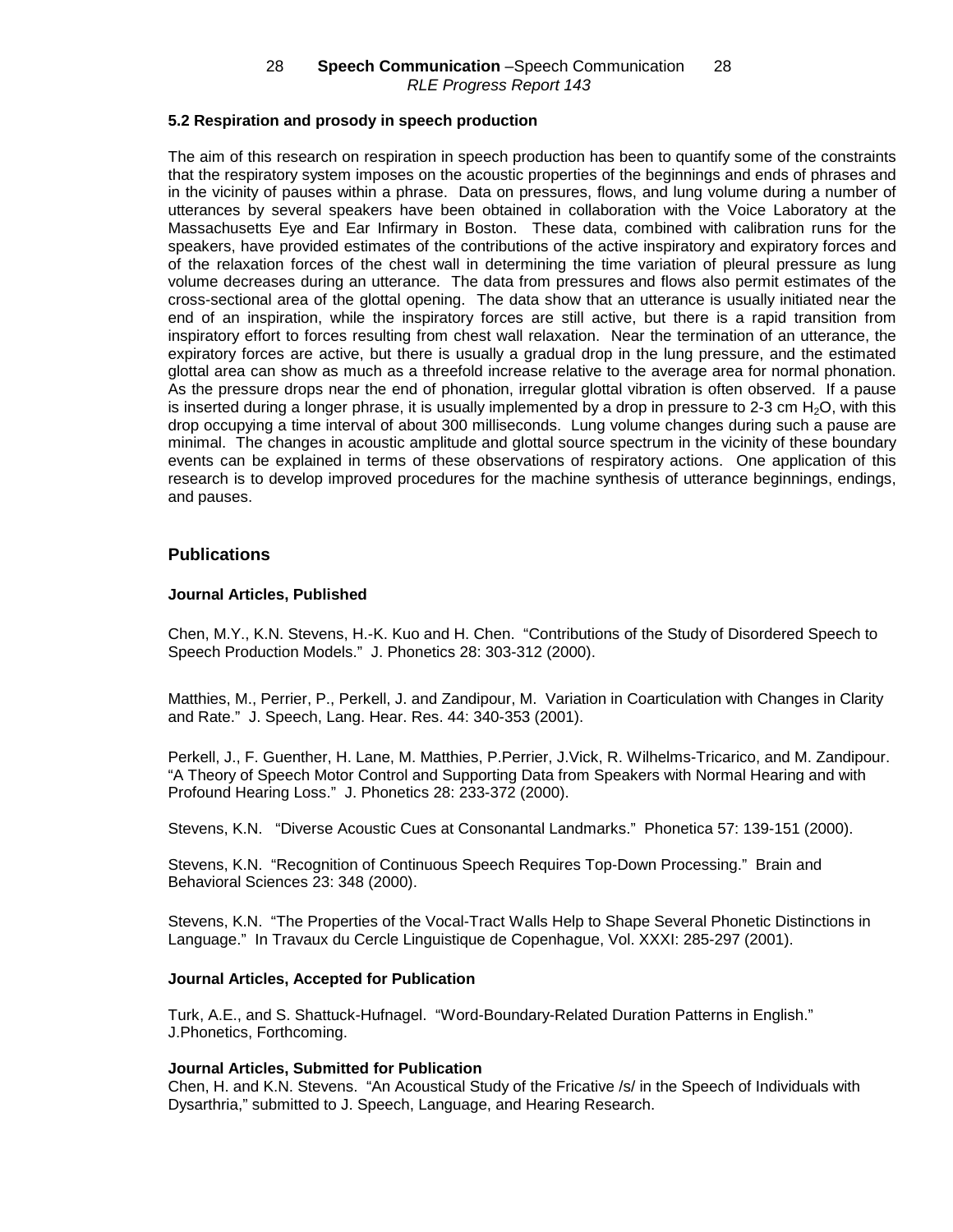### 5.2 Respiration and prosody in speech production

The aim of this research on respiration in speech production has been to quantify some of the constraints that the respiratory system imposes on the acoustic properties of the beginnings and ends of phrases and in the vicinity of pauses within a phrase. Data on pressures, flows, and lung volume during a number of utterances by several speakers have been obtained in collaboration with the Voice Laboratory at the Massachusetts Eye and Ear Infirmary in Boston. These data, combined with calibration runs for the speakers, have provided estimates of the contributions of the active inspiratory and expiratory forces and of the relaxation forces of the chest wall in determining the time variation of pleural pressure as lung volume decreases during an utterance. The data from pressures and flows also permit estimates of the cross-sectional area of the glottal opening. The data show that an utterance is usually initiated near the end of an inspiration, while the inspiratory forces are still active, but there is a rapid transition from inspiratory effort to forces resulting from chest wall relaxation. Near the termination of an utterance, the expiratory forces are active, but there is usually a gradual drop in the lung pressure, and the estimated glottal area can show as much as a threefold increase relative to the average area for normal phonation. As the pressure drops near the end of phonation, irregular glottal vibration is often observed. If a pause is inserted during a longer phrase, it is usually implemented by a drop in pressure to 2-3 cm $H_2O$, with this drop occupying a time interval of about 300 milliseconds. Lung volume changes during such a pause are minimal. The changes in acoustic amplitude and glottal source spectrum in the vicinity of these boundary events can be explained in terms of these observations of respiratory actions. One application of this research is to develop improved procedures for the machine synthesis of utterance beginnings, endings, and pauses.

## Publications

### Journal Articles, Published

Chen, M.Y., K.N. Stevens, H.-K. Kuo and H. Chen. "Contributions of the Study of Disordered Speech to Speech Production Models." J. Phonetics 28: 303-312 (2000).

Matthies, M., Perrier, P., Perkell, J. and Zandipour, M. Variation in Coarticulation with Changes in Clarity and Rate." J. Speech, Lang. Hear. Res. 44: 340-353 (2001).

Perkell, J., F. Guenther, H. Lane, M. Matthies, P.Perrier, J.Vick, R. Wilhelms-Tricarico, and M. Zandipour. "A Theory of Speech Motor Control and Supporting Data from Speakers with Normal Hearing and with Profound Hearing Loss." J. Phonetics 28: 233-372 (2000).

Stevens, K.N. "Diverse Acoustic Cues at Consonantal Landmarks." Phonetica 57: 139-151 (2000).

Stevens, K.N. "Recognition of Continuous Speech Requires Top-Down Processing." Brain and Behavioral Sciences 23: 348 (2000).

Stevens, K.N. "The Properties of the Vocal-Tract Walls Help to Shape Several Phonetic Distinctions in Language." In Travaux du Cercle Linguistique de Copenhague, Vol. XXXI: 285-297 (2001).

### Journal Articles, Accepted for Publication

Turk, A.E., and S. Shattuck-Hufnagel. "Word-Boundary-Related Duration Patterns in English." J.Phonetics, Forthcoming.

### Journal Articles, Submitted for Publication

Chen, H. and K.N. Stevens. "An Acoustical Study of the Fricative /s/ in the Speech of Individuals with Dysarthria," submitted to J. Speech, Language, and Hearing Research.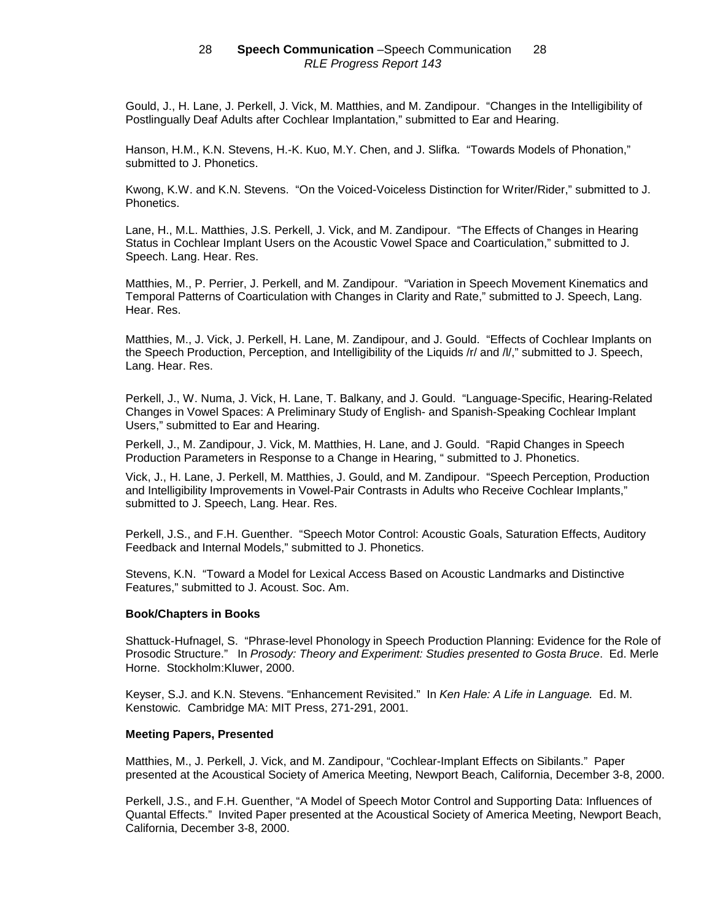Gould, J., H. Lane, J. Perkell, J. Vick, M. Matthies, and M. Zandipour. "Changes in the Intelligibility of Postlingually Deaf Adults after Cochlear Implantation," submitted to Ear and Hearing.

Hanson, H.M., K.N. Stevens, H.-K. Kuo, M.Y. Chen, and J. Slifka. "Towards Models of Phonation," submitted to J. Phonetics.

Kwong, K.W. and K.N. Stevens. "On the Voiced-Voiceless Distinction for Writer/Rider," submitted to J. Phonetics.

Lane, H., M.L. Matthies, J.S. Perkell, J. Vick, and M. Zandipour. "The Effects of Changes in Hearing Status in Cochlear Implant Users on the Acoustic Vowel Space and Coarticulation," submitted to J. Speech. Lang. Hear. Res.

Matthies, M., P. Perrier, J. Perkell, and M. Zandipour. "Variation in Speech Movement Kinematics and Temporal Patterns of Coarticulation with Changes in Clarity and Rate," submitted to J. Speech, Lang. Hear. Res.

Matthies, M., J. Vick, J. Perkell, H. Lane, M. Zandipour, and J. Gould. "Effects of Cochlear Implants on the Speech Production, Perception, and Intelligibility of the Liquids /r/ and /l/," submitted to J. Speech, Lang. Hear. Res.

Perkell, J., W. Numa, J. Vick, H. Lane, T. Balkany, and J. Gould. "Language-Specific, Hearing-Related Changes in Vowel Spaces: A Preliminary Study of English- and Spanish-Speaking Cochlear Implant Users," submitted to Ear and Hearing.

Perkell, J., M. Zandipour, J. Vick, M. Matthies, H. Lane, and J. Gould. "Rapid Changes in Speech Production Parameters in Response to a Change in Hearing, " submitted to J. Phonetics.

Vick, J., H. Lane, J. Perkell, M. Matthies, J. Gould, and M. Zandipour. "Speech Perception, Production and Intelligibility Improvements in Vowel-Pair Contrasts in Adults who Receive Cochlear Implants," submitted to J. Speech, Lang. Hear. Res.

Perkell, J.S., and F.H. Guenther. "Speech Motor Control: Acoustic Goals, Saturation Effects, Auditory Feedback and Internal Models," submitted to J. Phonetics.

Stevens, K.N. "Toward a Model for Lexical Access Based on Acoustic Landmarks and Distinctive Features," submitted to J. Acoust. Soc. Am.

**Book/Chapters in Books**

Shattuck-Hufnagel, S. "Phrase-level Phonology in Speech Production Planning: Evidence for the Role of Prosodic Structure." In *Prosody: Theory and Experiment: Studies presented to Gosta Bruce*. Ed. Merle Horne. Stockholm:Kluwer, 2000.

Keyser, S.J. and K.N. Stevens. "Enhancement Revisited." In *Ken Hale: A Life in Language.* Ed. M. Kenstowic*.* Cambridge MA: MIT Press, 271-291, 2001.

**Meeting Papers, Presented**

Matthies, M., J. Perkell, J. Vick, and M. Zandipour, "Cochlear-Implant Effects on Sibilants." Paper presented at the Acoustical Society of America Meeting, Newport Beach, California, December 3-8, 2000.

Perkell, J.S., and F.H. Guenther, "A Model of Speech Motor Control and Supporting Data: Influences of Quantal Effects." Invited Paper presented at the Acoustical Society of America Meeting, Newport Beach, California, December 3-8, 2000.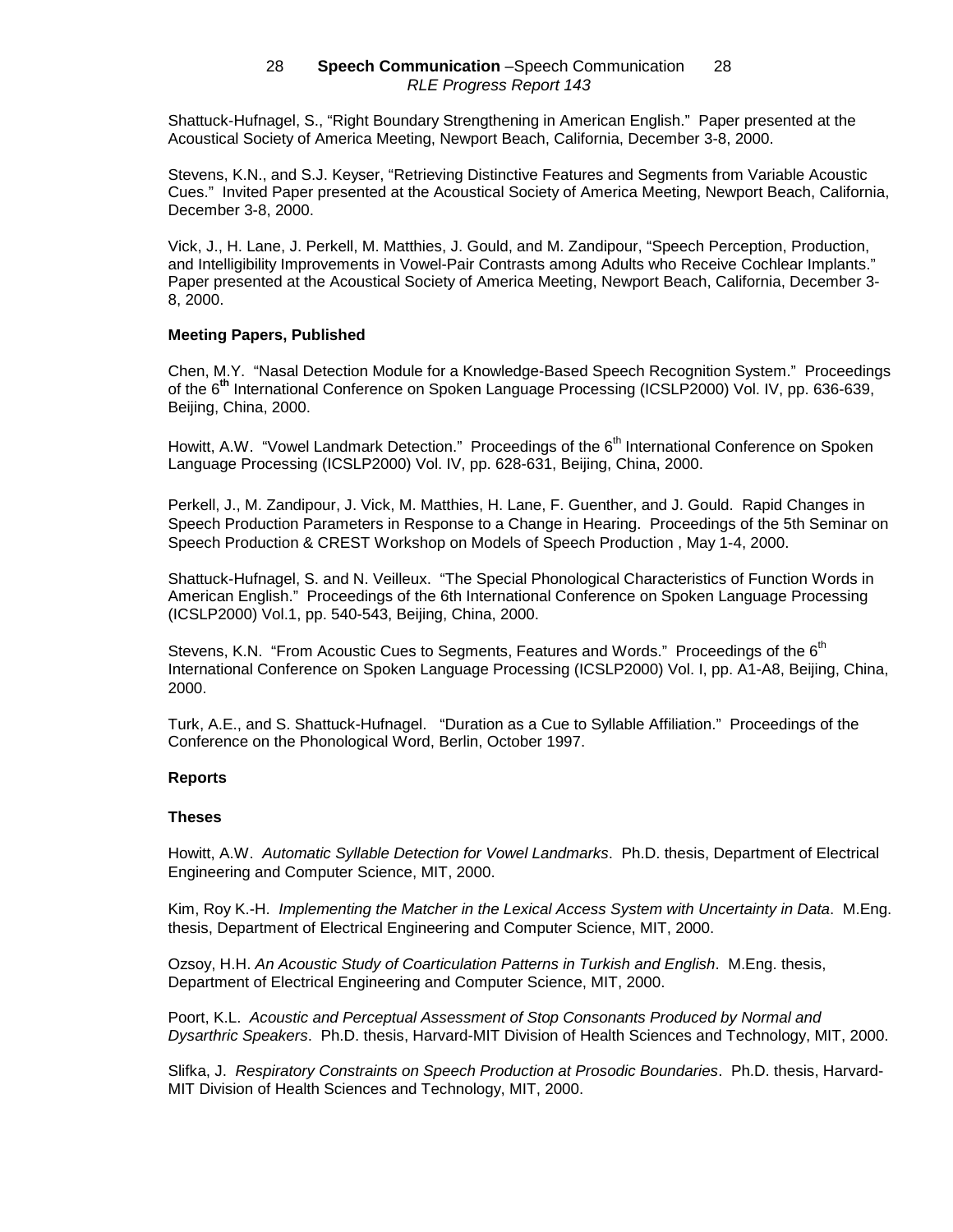Shattuck-Hufnagel, S., "Right Boundary Strengthening in American English." Paper presented at the Acoustical Society of America Meeting, Newport Beach, California, December 3-8, 2000.

Stevens, K.N., and S.J. Keyser, "Retrieving Distinctive Features and Segments from Variable Acoustic Cues." Invited Paper presented at the Acoustical Society of America Meeting, Newport Beach, California, December 3-8, 2000.

Vick, J., H. Lane, J. Perkell, M. Matthies, J. Gould, and M. Zandipour, "Speech Perception, Production, and Intelligibility Improvements in Vowel-Pair Contrasts among Adults who Receive Cochlear Implants." Paper presented at the Acoustical Society of America Meeting, Newport Beach, California, December 3-8, 2000.

**Meeting Papers, Published**

Chen, M.Y. "Nasal Detection Module for a Knowledge-Based Speech Recognition System." Proceedings of the 6**th** International Conference on Spoken Language Processing (ICSLP2000) Vol. IV, pp. 636-639, Beijing, China, 2000.

Howitt, A.W. "Vowel Landmark Detection." Proceedings of the 6th International Conference on Spoken Language Processing (ICSLP2000) Vol. IV, pp. 628-631, Beijing, China, 2000.

Perkell, J., M. Zandipour, J. Vick, M. Matthies, H. Lane, F. Guenther, and J. Gould. Rapid Changes in Speech Production Parameters in Response to a Change in Hearing. Proceedings of the 5th Seminar on Speech Production & CREST Workshop on Models of Speech Production , May 1-4, 2000.

Shattuck-Hufnagel, S. and N. Veilleux. "The Special Phonological Characteristics of Function Words in American English." Proceedings of the 6th International Conference on Spoken Language Processing (ICSLP2000) Vol.1, pp. 540-543, Beijing, China, 2000.

Stevens, K.N. "From Acoustic Cues to Segments, Features and Words." Proceedings of the 6th International Conference on Spoken Language Processing (ICSLP2000) Vol. I, pp. A1-A8, Beijing, China, 2000.

Turk, A.E., and S. Shattuck-Hufnagel. "Duration as a Cue to Syllable Affiliation." Proceedings of the Conference on the Phonological Word, Berlin, October 1997.

**Reports**

**Theses**

Howitt, A.W. *Automatic Syllable Detection for Vowel Landmarks*. Ph.D. thesis, Department of Electrical Engineering and Computer Science, MIT, 2000.

Kim, Roy K.-H. *Implementing the Matcher in the Lexical Access System with Uncertainty in Data*. M.Eng. thesis, Department of Electrical Engineering and Computer Science, MIT, 2000.

Ozsoy, H.H. *An Acoustic Study of Coarticulation Patterns in Turkish and English*. M.Eng. thesis, Department of Electrical Engineering and Computer Science, MIT, 2000.

Poort, K.L. *Acoustic and Perceptual Assessment of Stop Consonants Produced by Normal and Dysarthric Speakers*. Ph.D. thesis, Harvard-MIT Division of Health Sciences and Technology, MIT, 2000.

Slifka, J. *Respiratory Constraints on Speech Production at Prosodic Boundaries*. Ph.D. thesis, Harvard-MIT Division of Health Sciences and Technology, MIT, 2000.